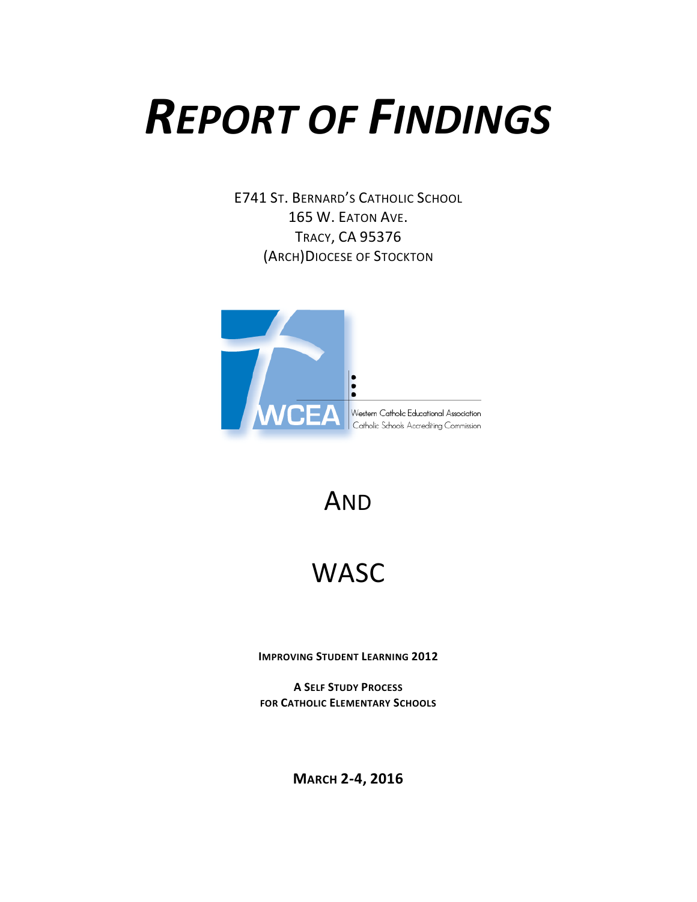# *REPORT OF FINDINGS*

E741 ST. BERNARD'S CATHOLIC SCHOOL
165 W. EATON AVE.
TRACY, CA 95376
(ARCH)DIOCESE OF STOCKTON

WCEA
Western Catholic Educational Association
Catholic Schools Accrediting Commission

AND

WASC

**IMPROVING STUDENT LEARNING 2012**

**A SELF STUDY PROCESS**
**FOR CATHOLIC ELEMENTARY SCHOOLS**

**MARCH 2-4, 2016**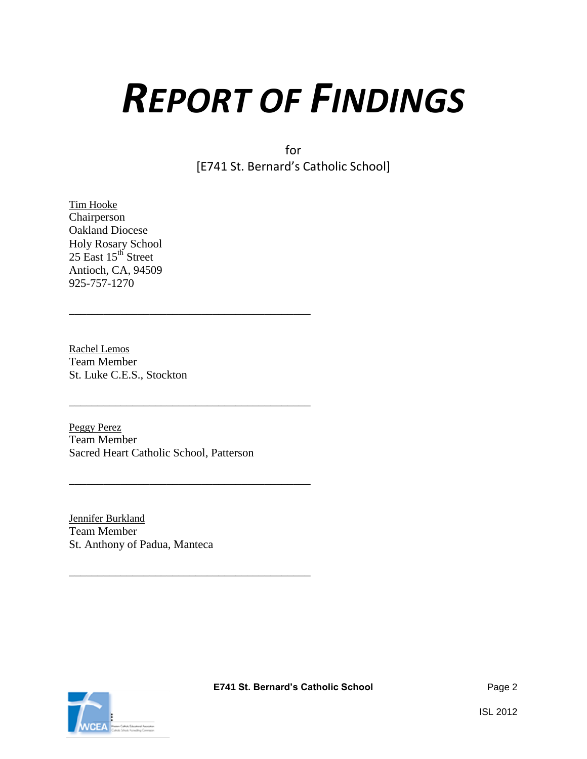# *REPORT OF FINDINGS*

for
[E741 St. Bernard's Catholic School]

Tim Hooke
Chairperson
Oakland Diocese
Holy Rosary School
25 East 15th Street
Antioch, CA, 94509
925-757-1270

\_\_\_\_\_\_\_\_\_\_\_\_\_\_\_\_\_\_\_\_\_\_\_\_\_\_\_\_\_\_\_\_\_\_\_\_\_\_\_\_\_\_

Rachel Lemos
Team Member
St. Luke C.E.S., Stockton

\_\_\_\_\_\_\_\_\_\_\_\_\_\_\_\_\_\_\_\_\_\_\_\_\_\_\_\_\_\_\_\_\_\_\_\_\_\_\_\_\_\_

Peggy Perez
Team Member
Sacred Heart Catholic School, Patterson

\_\_\_\_\_\_\_\_\_\_\_\_\_\_\_\_\_\_\_\_\_\_\_\_\_\_\_\_\_\_\_\_\_\_\_\_\_\_\_\_\_\_

Jennifer Burkland
Team Member
St. Anthony of Padua, Manteca

\_\_\_\_\_\_\_\_\_\_\_\_\_\_\_\_\_\_\_\_\_\_\_\_\_\_\_\_\_\_\_\_\_\_\_\_\_\_\_\_\_\_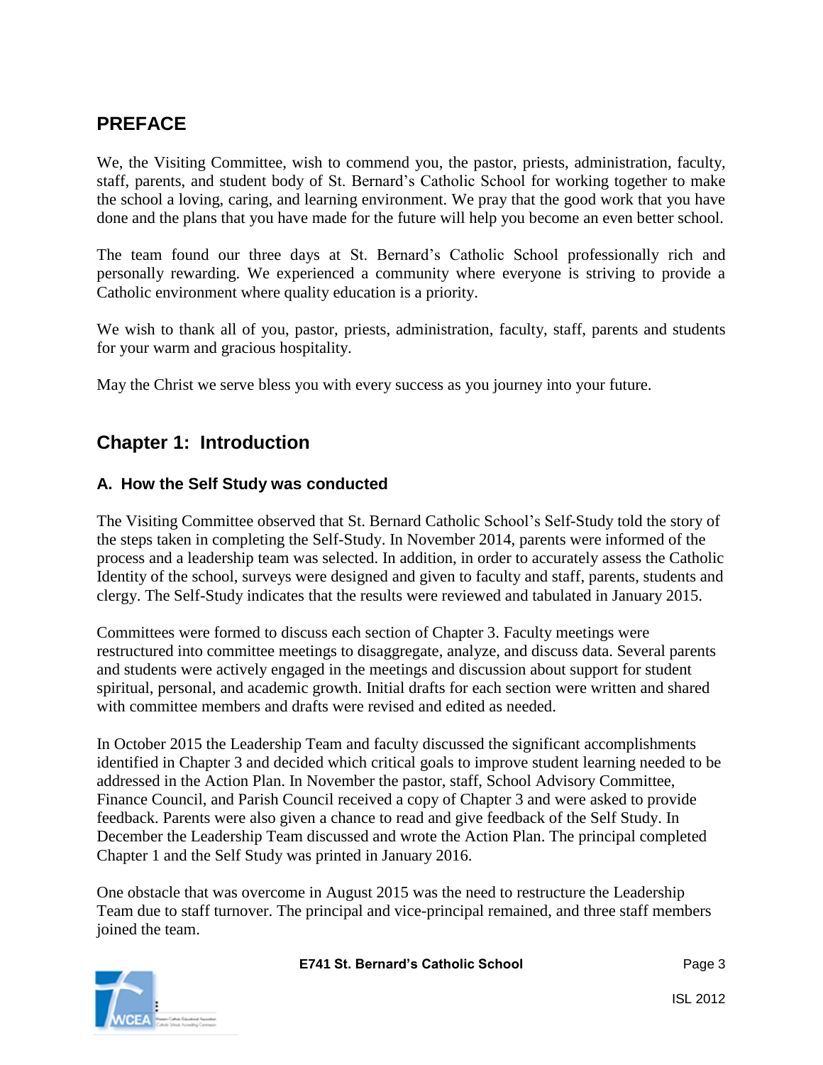## PREFACE

We, the Visiting Committee, wish to commend you, the pastor, priests, administration, faculty, staff, parents, and student body of St. Bernard's Catholic School for working together to make the school a loving, caring, and learning environment. We pray that the good work that you have done and the plans that you have made for the future will help you become an even better school.

The team found our three days at St. Bernard's Catholic School professionally rich and personally rewarding. We experienced a community where everyone is striving to provide a Catholic environment where quality education is a priority.

We wish to thank all of you, pastor, priests, administration, faculty, staff, parents and students for your warm and gracious hospitality.

May the Christ we serve bless you with every success as you journey into your future.

## Chapter 1: Introduction

### A. How the Self Study was conducted

The Visiting Committee observed that St. Bernard Catholic School's Self-Study told the story of the steps taken in completing the Self-Study. In November 2014, parents were informed of the process and a leadership team was selected. In addition, in order to accurately assess the Catholic Identity of the school, surveys were designed and given to faculty and staff, parents, students and clergy. The Self-Study indicates that the results were reviewed and tabulated in January 2015.

Committees were formed to discuss each section of Chapter 3. Faculty meetings were restructured into committee meetings to disaggregate, analyze, and discuss data. Several parents and students were actively engaged in the meetings and discussion about support for student spiritual, personal, and academic growth. Initial drafts for each section were written and shared with committee members and drafts were revised and edited as needed.

In October 2015 the Leadership Team and faculty discussed the significant accomplishments identified in Chapter 3 and decided which critical goals to improve student learning needed to be addressed in the Action Plan. In November the pastor, staff, School Advisory Committee, Finance Council, and Parish Council received a copy of Chapter 3 and were asked to provide feedback. Parents were also given a chance to read and give feedback of the Self Study. In December the Leadership Team discussed and wrote the Action Plan. The principal completed Chapter 1 and the Self Study was printed in January 2016.

One obstacle that was overcome in August 2015 was the need to restructure the Leadership Team due to staff turnover. The principal and vice-principal remained, and three staff members joined the team.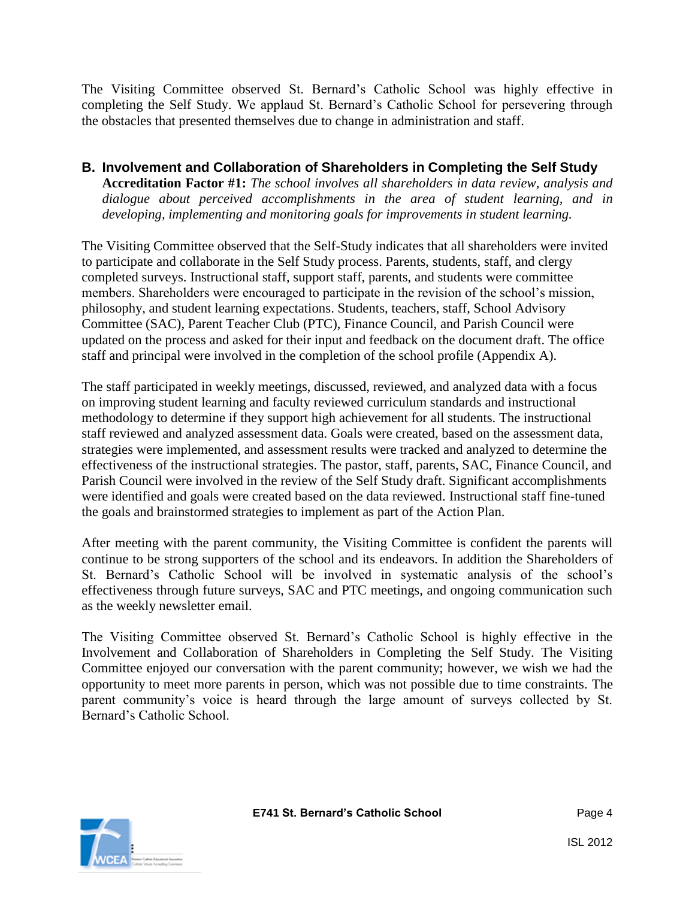The Visiting Committee observed St. Bernard's Catholic School was highly effective in completing the Self Study. We applaud St. Bernard's Catholic School for persevering through the obstacles that presented themselves due to change in administration and staff.

## B. Involvement and Collaboration of Shareholders in Completing the Self Study

**Accreditation Factor #1:** *The school involves all shareholders in data review, analysis and dialogue about perceived accomplishments in the area of student learning, and in developing, implementing and monitoring goals for improvements in student learning.*

The Visiting Committee observed that the Self-Study indicates that all shareholders were invited to participate and collaborate in the Self Study process. Parents, students, staff, and clergy completed surveys. Instructional staff, support staff, parents, and students were committee members. Shareholders were encouraged to participate in the revision of the school's mission, philosophy, and student learning expectations. Students, teachers, staff, School Advisory Committee (SAC), Parent Teacher Club (PTC), Finance Council, and Parish Council were updated on the process and asked for their input and feedback on the document draft. The office staff and principal were involved in the completion of the school profile (Appendix A).

The staff participated in weekly meetings, discussed, reviewed, and analyzed data with a focus on improving student learning and faculty reviewed curriculum standards and instructional methodology to determine if they support high achievement for all students. The instructional staff reviewed and analyzed assessment data. Goals were created, based on the assessment data, strategies were implemented, and assessment results were tracked and analyzed to determine the effectiveness of the instructional strategies. The pastor, staff, parents, SAC, Finance Council, and Parish Council were involved in the review of the Self Study draft. Significant accomplishments were identified and goals were created based on the data reviewed. Instructional staff fine-tuned the goals and brainstormed strategies to implement as part of the Action Plan.

After meeting with the parent community, the Visiting Committee is confident the parents will continue to be strong supporters of the school and its endeavors. In addition the Shareholders of St. Bernard's Catholic School will be involved in systematic analysis of the school's effectiveness through future surveys, SAC and PTC meetings, and ongoing communication such as the weekly newsletter email.

The Visiting Committee observed St. Bernard's Catholic School is highly effective in the Involvement and Collaboration of Shareholders in Completing the Self Study. The Visiting Committee enjoyed our conversation with the parent community; however, we wish we had the opportunity to meet more parents in person, which was not possible due to time constraints. The parent community's voice is heard through the large amount of surveys collected by St. Bernard's Catholic School.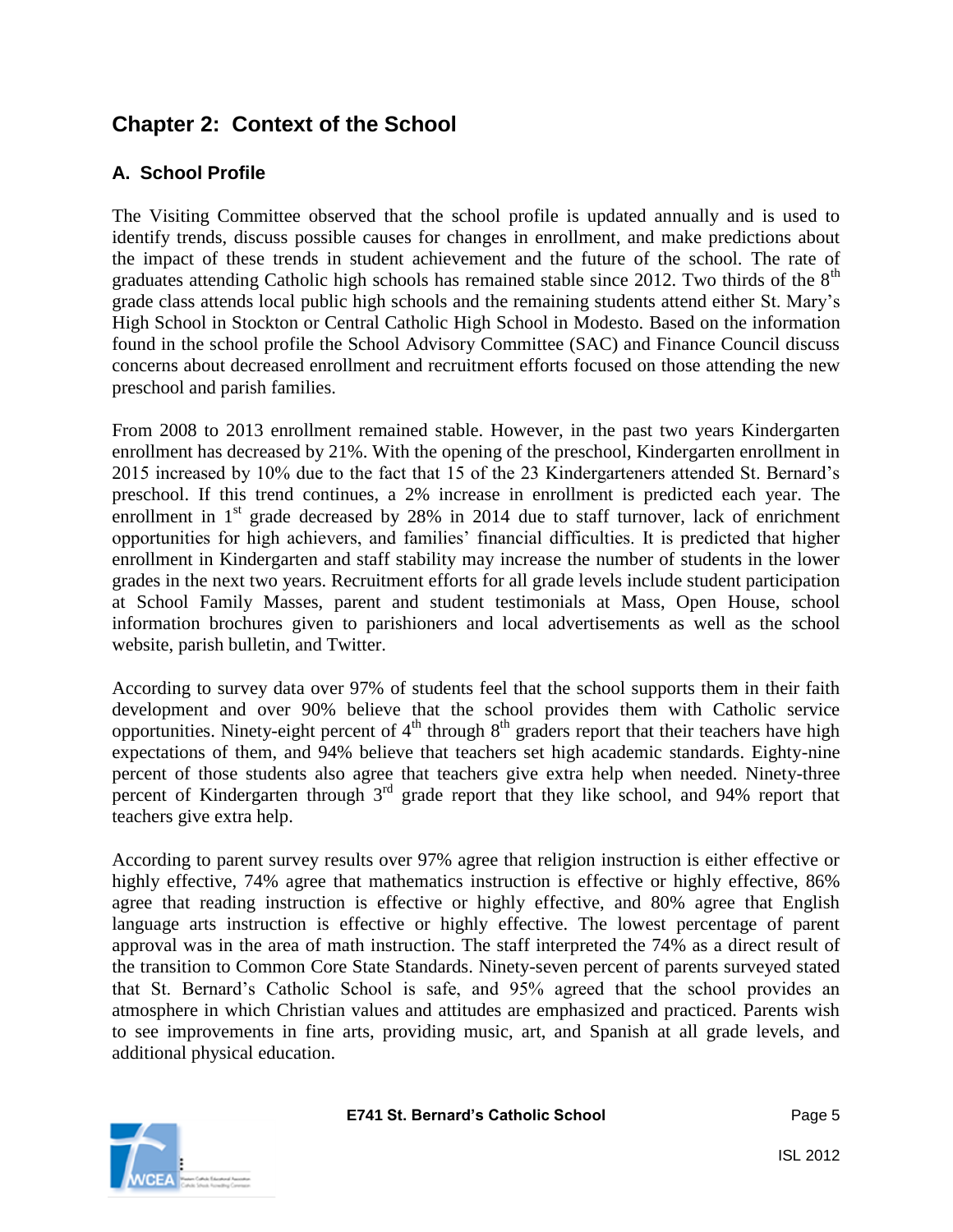## Chapter 2: Context of the School

### A. School Profile

The Visiting Committee observed that the school profile is updated annually and is used to identify trends, discuss possible causes for changes in enrollment, and make predictions about the impact of these trends in student achievement and the future of the school. The rate of graduates attending Catholic high schools has remained stable since 2012. Two thirds of the 8th grade class attends local public high schools and the remaining students attend either St. Mary's High School in Stockton or Central Catholic High School in Modesto. Based on the information found in the school profile the School Advisory Committee (SAC) and Finance Council discuss concerns about decreased enrollment and recruitment efforts focused on those attending the new preschool and parish families.

From 2008 to 2013 enrollment remained stable. However, in the past two years Kindergarten enrollment has decreased by 21%. With the opening of the preschool, Kindergarten enrollment in 2015 increased by 10% due to the fact that 15 of the 23 Kindergarteners attended St. Bernard's preschool. If this trend continues, a 2% increase in enrollment is predicted each year. The enrollment in 1st grade decreased by 28% in 2014 due to staff turnover, lack of enrichment opportunities for high achievers, and families' financial difficulties. It is predicted that higher enrollment in Kindergarten and staff stability may increase the number of students in the lower grades in the next two years. Recruitment efforts for all grade levels include student participation at School Family Masses, parent and student testimonials at Mass, Open House, school information brochures given to parishioners and local advertisements as well as the school website, parish bulletin, and Twitter.

According to survey data over 97% of students feel that the school supports them in their faith development and over 90% believe that the school provides them with Catholic service opportunities. Ninety-eight percent of 4th through 8th graders report that their teachers have high expectations of them, and 94% believe that teachers set high academic standards. Eighty-nine percent of those students also agree that teachers give extra help when needed. Ninety-three percent of Kindergarten through 3rd grade report that they like school, and 94% report that teachers give extra help.

According to parent survey results over 97% agree that religion instruction is either effective or highly effective, 74% agree that mathematics instruction is effective or highly effective, 86% agree that reading instruction is effective or highly effective, and 80% agree that English language arts instruction is effective or highly effective. The lowest percentage of parent approval was in the area of math instruction. The staff interpreted the 74% as a direct result of the transition to Common Core State Standards. Ninety-seven percent of parents surveyed stated that St. Bernard's Catholic School is safe, and 95% agreed that the school provides an atmosphere in which Christian values and attitudes are emphasized and practiced. Parents wish to see improvements in fine arts, providing music, art, and Spanish at all grade levels, and additional physical education.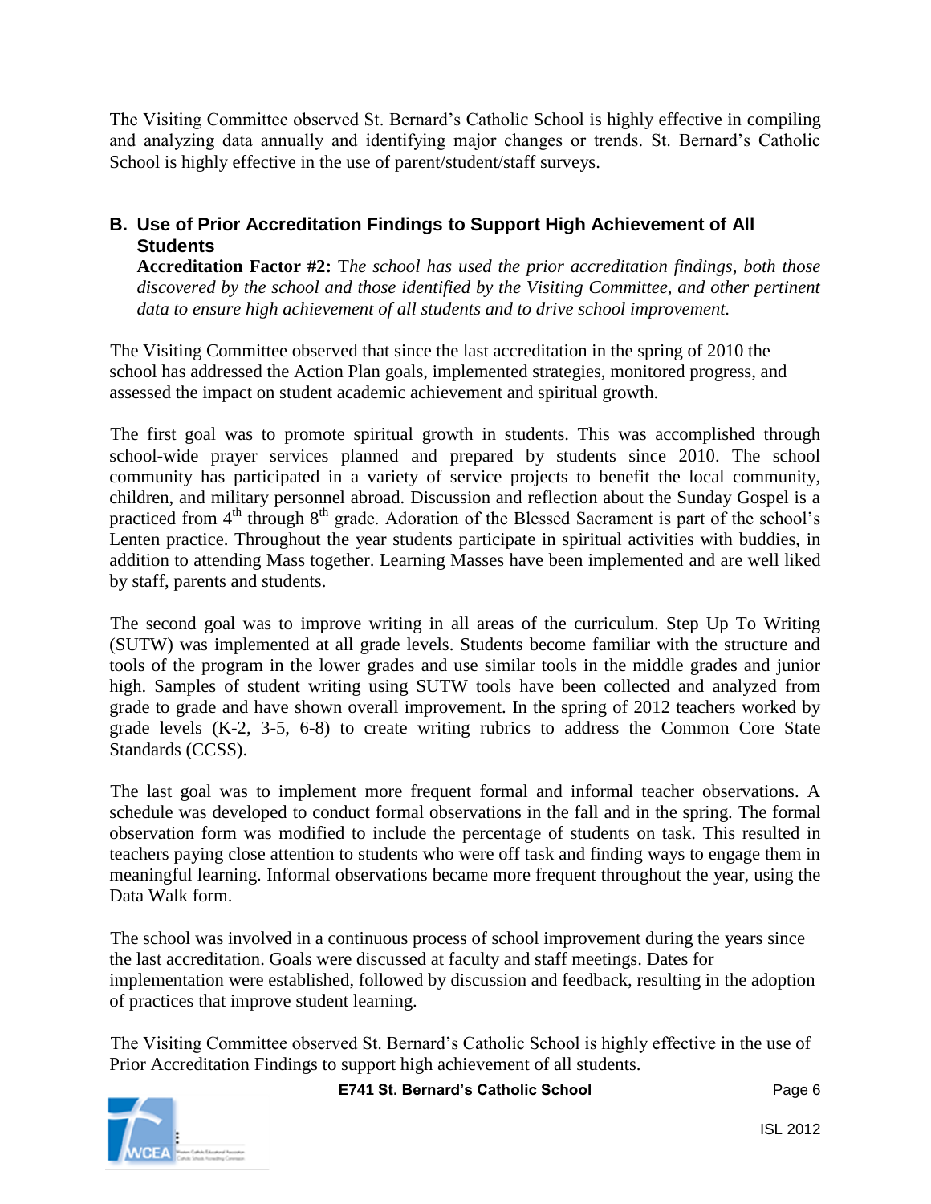The Visiting Committee observed St. Bernard's Catholic School is highly effective in compiling and analyzing data annually and identifying major changes or trends. St. Bernard's Catholic School is highly effective in the use of parent/student/staff surveys.

### B. Use of Prior Accreditation Findings to Support High Achievement of All Students

**Accreditation Factor #2:** T*he school has used the prior accreditation findings, both those discovered by the school and those identified by the Visiting Committee, and other pertinent data to ensure high achievement of all students and to drive school improvement.*

The Visiting Committee observed that since the last accreditation in the spring of 2010 the school has addressed the Action Plan goals, implemented strategies, monitored progress, and assessed the impact on student academic achievement and spiritual growth.

The first goal was to promote spiritual growth in students. This was accomplished through school-wide prayer services planned and prepared by students since 2010. The school community has participated in a variety of service projects to benefit the local community, children, and military personnel abroad. Discussion and reflection about the Sunday Gospel is a practiced from 4th through 8th grade. Adoration of the Blessed Sacrament is part of the school's Lenten practice. Throughout the year students participate in spiritual activities with buddies, in addition to attending Mass together. Learning Masses have been implemented and are well liked by staff, parents and students.

The second goal was to improve writing in all areas of the curriculum. Step Up To Writing (SUTW) was implemented at all grade levels. Students become familiar with the structure and tools of the program in the lower grades and use similar tools in the middle grades and junior high. Samples of student writing using SUTW tools have been collected and analyzed from grade to grade and have shown overall improvement. In the spring of 2012 teachers worked by grade levels (K-2, 3-5, 6-8) to create writing rubrics to address the Common Core State Standards (CCSS).

The last goal was to implement more frequent formal and informal teacher observations. A schedule was developed to conduct formal observations in the fall and in the spring. The formal observation form was modified to include the percentage of students on task. This resulted in teachers paying close attention to students who were off task and finding ways to engage them in meaningful learning. Informal observations became more frequent throughout the year, using the Data Walk form.

The school was involved in a continuous process of school improvement during the years since the last accreditation. Goals were discussed at faculty and staff meetings. Dates for implementation were established, followed by discussion and feedback, resulting in the adoption of practices that improve student learning.

The Visiting Committee observed St. Bernard's Catholic School is highly effective in the use of Prior Accreditation Findings to support high achievement of all students.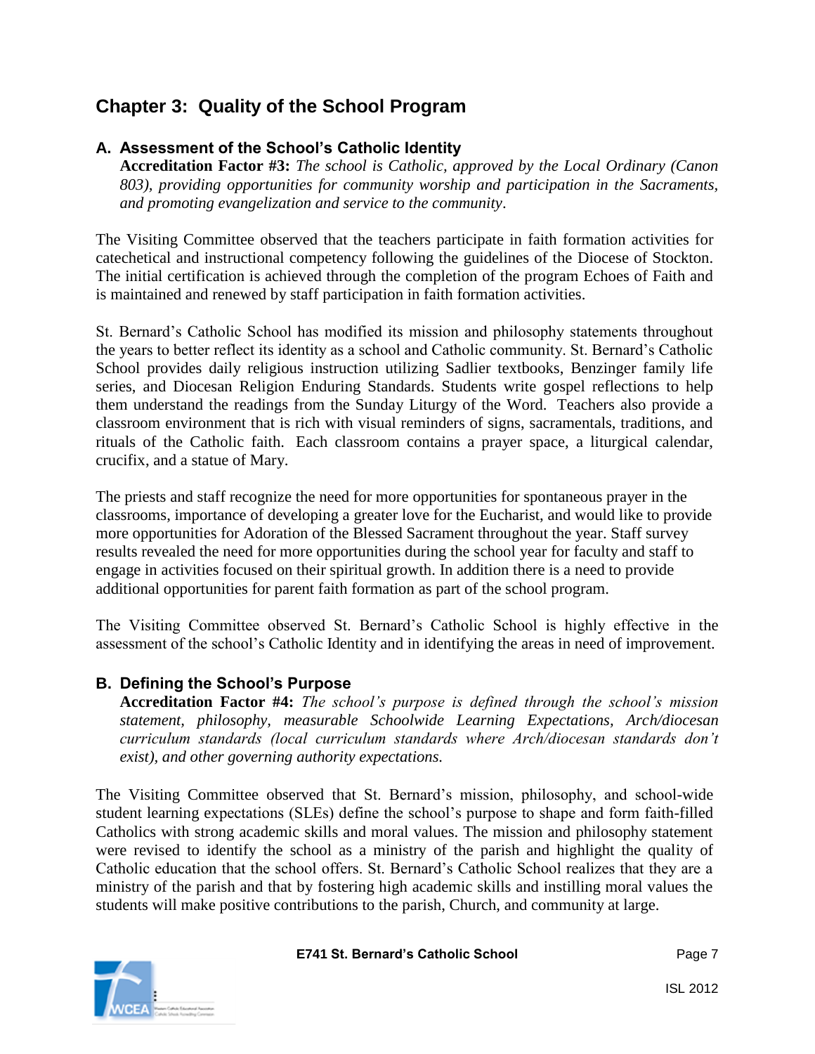## Chapter 3: Quality of the School Program

### A. Assessment of the School's Catholic Identity

**Accreditation Factor #3:** *The school is Catholic, approved by the Local Ordinary (Canon 803), providing opportunities for community worship and participation in the Sacraments, and promoting evangelization and service to the community*.

The Visiting Committee observed that the teachers participate in faith formation activities for catechetical and instructional competency following the guidelines of the Diocese of Stockton. The initial certification is achieved through the completion of the program Echoes of Faith and is maintained and renewed by staff participation in faith formation activities.

St. Bernard's Catholic School has modified its mission and philosophy statements throughout the years to better reflect its identity as a school and Catholic community. St. Bernard's Catholic School provides daily religious instruction utilizing Sadlier textbooks, Benzinger family life series, and Diocesan Religion Enduring Standards. Students write gospel reflections to help them understand the readings from the Sunday Liturgy of the Word. Teachers also provide a classroom environment that is rich with visual reminders of signs, sacramentals, traditions, and rituals of the Catholic faith. Each classroom contains a prayer space, a liturgical calendar, crucifix, and a statue of Mary.

The priests and staff recognize the need for more opportunities for spontaneous prayer in the classrooms, importance of developing a greater love for the Eucharist, and would like to provide more opportunities for Adoration of the Blessed Sacrament throughout the year. Staff survey results revealed the need for more opportunities during the school year for faculty and staff to engage in activities focused on their spiritual growth. In addition there is a need to provide additional opportunities for parent faith formation as part of the school program.

The Visiting Committee observed St. Bernard's Catholic School is highly effective in the assessment of the school's Catholic Identity and in identifying the areas in need of improvement.

### B. Defining the School's Purpose

**Accreditation Factor #4:** *The school's purpose is defined through the school's mission statement, philosophy, measurable Schoolwide Learning Expectations, Arch/diocesan curriculum standards (local curriculum standards where Arch/diocesan standards don't exist), and other governing authority expectations.*

The Visiting Committee observed that St. Bernard's mission, philosophy, and school-wide student learning expectations (SLEs) define the school's purpose to shape and form faith-filled Catholics with strong academic skills and moral values. The mission and philosophy statement were revised to identify the school as a ministry of the parish and highlight the quality of Catholic education that the school offers. St. Bernard's Catholic School realizes that they are a ministry of the parish and that by fostering high academic skills and instilling moral values the students will make positive contributions to the parish, Church, and community at large.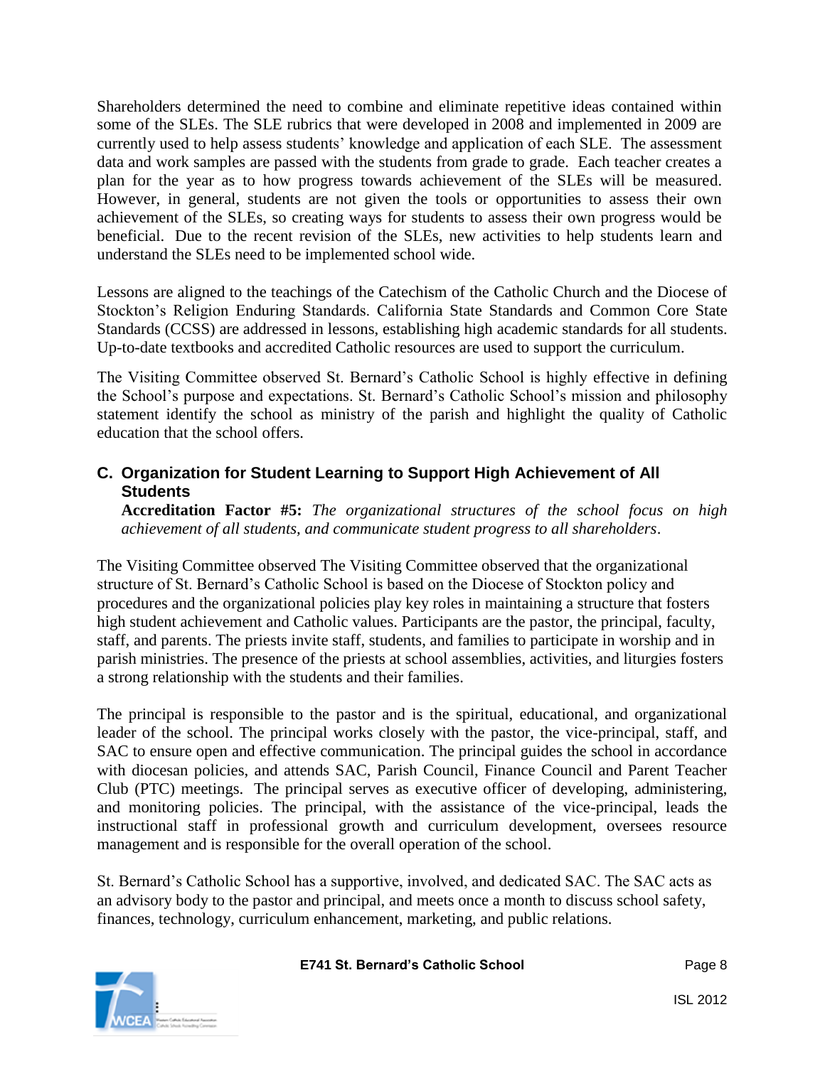Shareholders determined the need to combine and eliminate repetitive ideas contained within some of the SLEs. The SLE rubrics that were developed in 2008 and implemented in 2009 are currently used to help assess students' knowledge and application of each SLE. The assessment data and work samples are passed with the students from grade to grade. Each teacher creates a plan for the year as to how progress towards achievement of the SLEs will be measured. However, in general, students are not given the tools or opportunities to assess their own achievement of the SLEs, so creating ways for students to assess their own progress would be beneficial. Due to the recent revision of the SLEs, new activities to help students learn and understand the SLEs need to be implemented school wide.

Lessons are aligned to the teachings of the Catechism of the Catholic Church and the Diocese of Stockton's Religion Enduring Standards. California State Standards and Common Core State Standards (CCSS) are addressed in lessons, establishing high academic standards for all students. Up-to-date textbooks and accredited Catholic resources are used to support the curriculum.

The Visiting Committee observed St. Bernard's Catholic School is highly effective in defining the School's purpose and expectations. St. Bernard's Catholic School's mission and philosophy statement identify the school as ministry of the parish and highlight the quality of Catholic education that the school offers.

### C. Organization for Student Learning to Support High Achievement of All Students

**Accreditation Factor #5:** *The organizational structures of the school focus on high achievement of all students, and communicate student progress to all shareholders*.

The Visiting Committee observed The Visiting Committee observed that the organizational structure of St. Bernard's Catholic School is based on the Diocese of Stockton policy and procedures and the organizational policies play key roles in maintaining a structure that fosters high student achievement and Catholic values. Participants are the pastor, the principal, faculty, staff, and parents. The priests invite staff, students, and families to participate in worship and in parish ministries. The presence of the priests at school assemblies, activities, and liturgies fosters a strong relationship with the students and their families.

The principal is responsible to the pastor and is the spiritual, educational, and organizational leader of the school. The principal works closely with the pastor, the vice-principal, staff, and SAC to ensure open and effective communication. The principal guides the school in accordance with diocesan policies, and attends SAC, Parish Council, Finance Council and Parent Teacher Club (PTC) meetings. The principal serves as executive officer of developing, administering, and monitoring policies. The principal, with the assistance of the vice-principal, leads the instructional staff in professional growth and curriculum development, oversees resource management and is responsible for the overall operation of the school.

St. Bernard's Catholic School has a supportive, involved, and dedicated SAC. The SAC acts as an advisory body to the pastor and principal, and meets once a month to discuss school safety, finances, technology, curriculum enhancement, marketing, and public relations.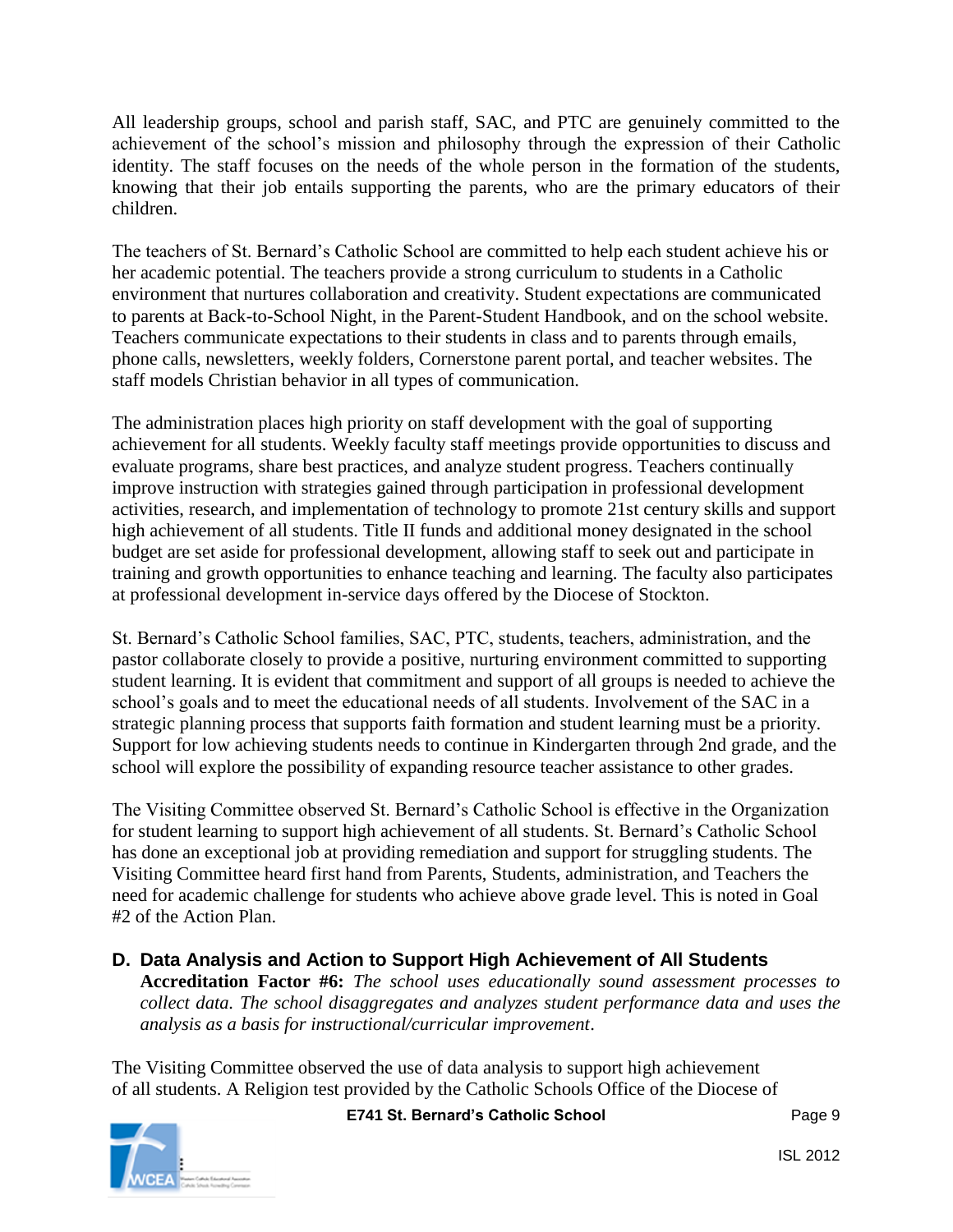All leadership groups, school and parish staff, SAC, and PTC are genuinely committed to the achievement of the school's mission and philosophy through the expression of their Catholic identity. The staff focuses on the needs of the whole person in the formation of the students, knowing that their job entails supporting the parents, who are the primary educators of their children.

The teachers of St. Bernard's Catholic School are committed to help each student achieve his or her academic potential. The teachers provide a strong curriculum to students in a Catholic environment that nurtures collaboration and creativity. Student expectations are communicated to parents at Back-to-School Night, in the Parent-Student Handbook, and on the school website. Teachers communicate expectations to their students in class and to parents through emails, phone calls, newsletters, weekly folders, Cornerstone parent portal, and teacher websites. The staff models Christian behavior in all types of communication.

The administration places high priority on staff development with the goal of supporting achievement for all students. Weekly faculty staff meetings provide opportunities to discuss and evaluate programs, share best practices, and analyze student progress. Teachers continually improve instruction with strategies gained through participation in professional development activities, research, and implementation of technology to promote 21st century skills and support high achievement of all students. Title II funds and additional money designated in the school budget are set aside for professional development, allowing staff to seek out and participate in training and growth opportunities to enhance teaching and learning. The faculty also participates at professional development in-service days offered by the Diocese of Stockton.

St. Bernard's Catholic School families, SAC, PTC, students, teachers, administration, and the pastor collaborate closely to provide a positive, nurturing environment committed to supporting student learning. It is evident that commitment and support of all groups is needed to achieve the school's goals and to meet the educational needs of all students. Involvement of the SAC in a strategic planning process that supports faith formation and student learning must be a priority. Support for low achieving students needs to continue in Kindergarten through 2nd grade, and the school will explore the possibility of expanding resource teacher assistance to other grades.

The Visiting Committee observed St. Bernard's Catholic School is effective in the Organization for student learning to support high achievement of all students. St. Bernard's Catholic School has done an exceptional job at providing remediation and support for struggling students. The Visiting Committee heard first hand from Parents, Students, administration, and Teachers the need for academic challenge for students who achieve above grade level. This is noted in Goal #2 of the Action Plan.

## D. Data Analysis and Action to Support High Achievement of All Students

**Accreditation Factor #6:** *The school uses educationally sound assessment processes to collect data. The school disaggregates and analyzes student performance data and uses the analysis as a basis for instructional/curricular improvement*.

The Visiting Committee observed the use of data analysis to support high achievement of all students. A Religion test provided by the Catholic Schools Office of the Diocese of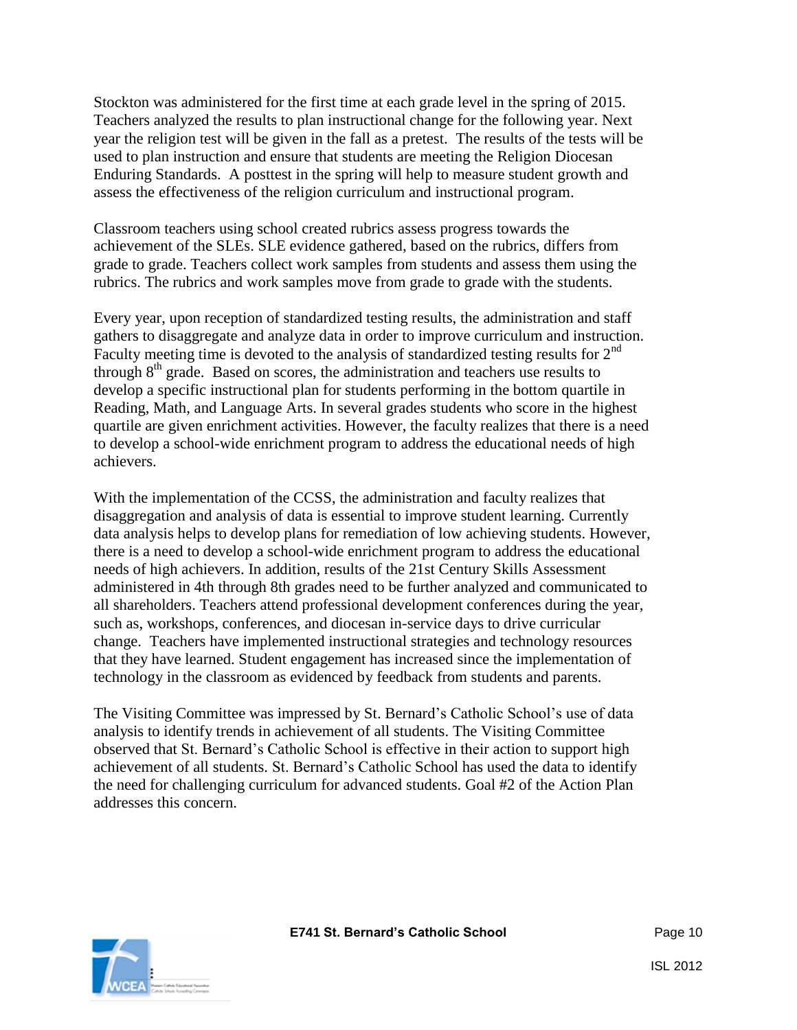Stockton was administered for the first time at each grade level in the spring of 2015. Teachers analyzed the results to plan instructional change for the following year. Next year the religion test will be given in the fall as a pretest. The results of the tests will be used to plan instruction and ensure that students are meeting the Religion Diocesan Enduring Standards. A posttest in the spring will help to measure student growth and assess the effectiveness of the religion curriculum and instructional program.

Classroom teachers using school created rubrics assess progress towards the achievement of the SLEs. SLE evidence gathered, based on the rubrics, differs from grade to grade. Teachers collect work samples from students and assess them using the rubrics. The rubrics and work samples move from grade to grade with the students.

Every year, upon reception of standardized testing results, the administration and staff gathers to disaggregate and analyze data in order to improve curriculum and instruction. Faculty meeting time is devoted to the analysis of standardized testing results for 2nd through 8th grade. Based on scores, the administration and teachers use results to develop a specific instructional plan for students performing in the bottom quartile in Reading, Math, and Language Arts. In several grades students who score in the highest quartile are given enrichment activities. However, the faculty realizes that there is a need to develop a school-wide enrichment program to address the educational needs of high achievers.

With the implementation of the CCSS, the administration and faculty realizes that disaggregation and analysis of data is essential to improve student learning. Currently data analysis helps to develop plans for remediation of low achieving students. However, there is a need to develop a school-wide enrichment program to address the educational needs of high achievers. In addition, results of the 21st Century Skills Assessment administered in 4th through 8th grades need to be further analyzed and communicated to all shareholders. Teachers attend professional development conferences during the year, such as, workshops, conferences, and diocesan in-service days to drive curricular change. Teachers have implemented instructional strategies and technology resources that they have learned. Student engagement has increased since the implementation of technology in the classroom as evidenced by feedback from students and parents.

The Visiting Committee was impressed by St. Bernard's Catholic School's use of data analysis to identify trends in achievement of all students. The Visiting Committee observed that St. Bernard's Catholic School is effective in their action to support high achievement of all students. St. Bernard's Catholic School has used the data to identify the need for challenging curriculum for advanced students. Goal #2 of the Action Plan addresses this concern.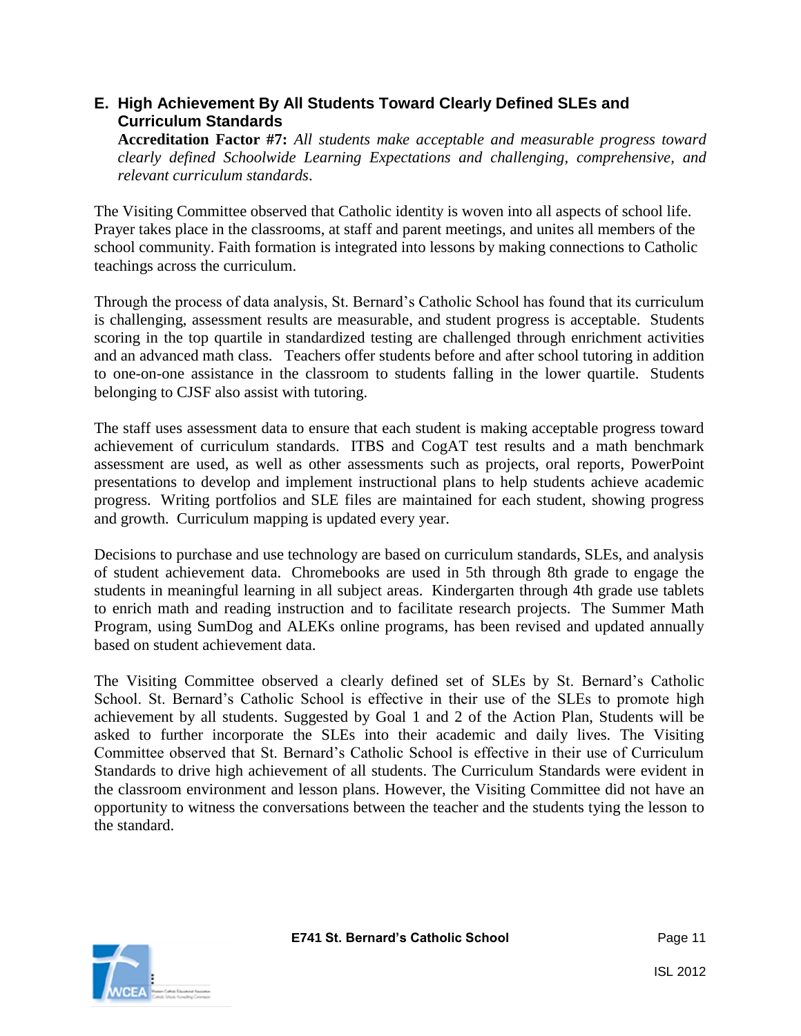## E. High Achievement By All Students Toward Clearly Defined SLEs and Curriculum Standards

**Accreditation Factor #7:** *All students make acceptable and measurable progress toward clearly defined Schoolwide Learning Expectations and challenging, comprehensive, and relevant curriculum standards.*

The Visiting Committee observed that Catholic identity is woven into all aspects of school life. Prayer takes place in the classrooms, at staff and parent meetings, and unites all members of the school community. Faith formation is integrated into lessons by making connections to Catholic teachings across the curriculum.

Through the process of data analysis, St. Bernard's Catholic School has found that its curriculum is challenging, assessment results are measurable, and student progress is acceptable. Students scoring in the top quartile in standardized testing are challenged through enrichment activities and an advanced math class. Teachers offer students before and after school tutoring in addition to one-on-one assistance in the classroom to students falling in the lower quartile. Students belonging to CJSF also assist with tutoring.

The staff uses assessment data to ensure that each student is making acceptable progress toward achievement of curriculum standards. ITBS and CogAT test results and a math benchmark assessment are used, as well as other assessments such as projects, oral reports, PowerPoint presentations to develop and implement instructional plans to help students achieve academic progress. Writing portfolios and SLE files are maintained for each student, showing progress and growth. Curriculum mapping is updated every year.

Decisions to purchase and use technology are based on curriculum standards, SLEs, and analysis of student achievement data. Chromebooks are used in 5th through 8th grade to engage the students in meaningful learning in all subject areas. Kindergarten through 4th grade use tablets to enrich math and reading instruction and to facilitate research projects. The Summer Math Program, using SumDog and ALEKs online programs, has been revised and updated annually based on student achievement data.

The Visiting Committee observed a clearly defined set of SLEs by St. Bernard's Catholic School. St. Bernard's Catholic School is effective in their use of the SLEs to promote high achievement by all students. Suggested by Goal 1 and 2 of the Action Plan, Students will be asked to further incorporate the SLEs into their academic and daily lives. The Visiting Committee observed that St. Bernard's Catholic School is effective in their use of Curriculum Standards to drive high achievement of all students. The Curriculum Standards were evident in the classroom environment and lesson plans. However, the Visiting Committee did not have an opportunity to witness the conversations between the teacher and the students tying the lesson to the standard.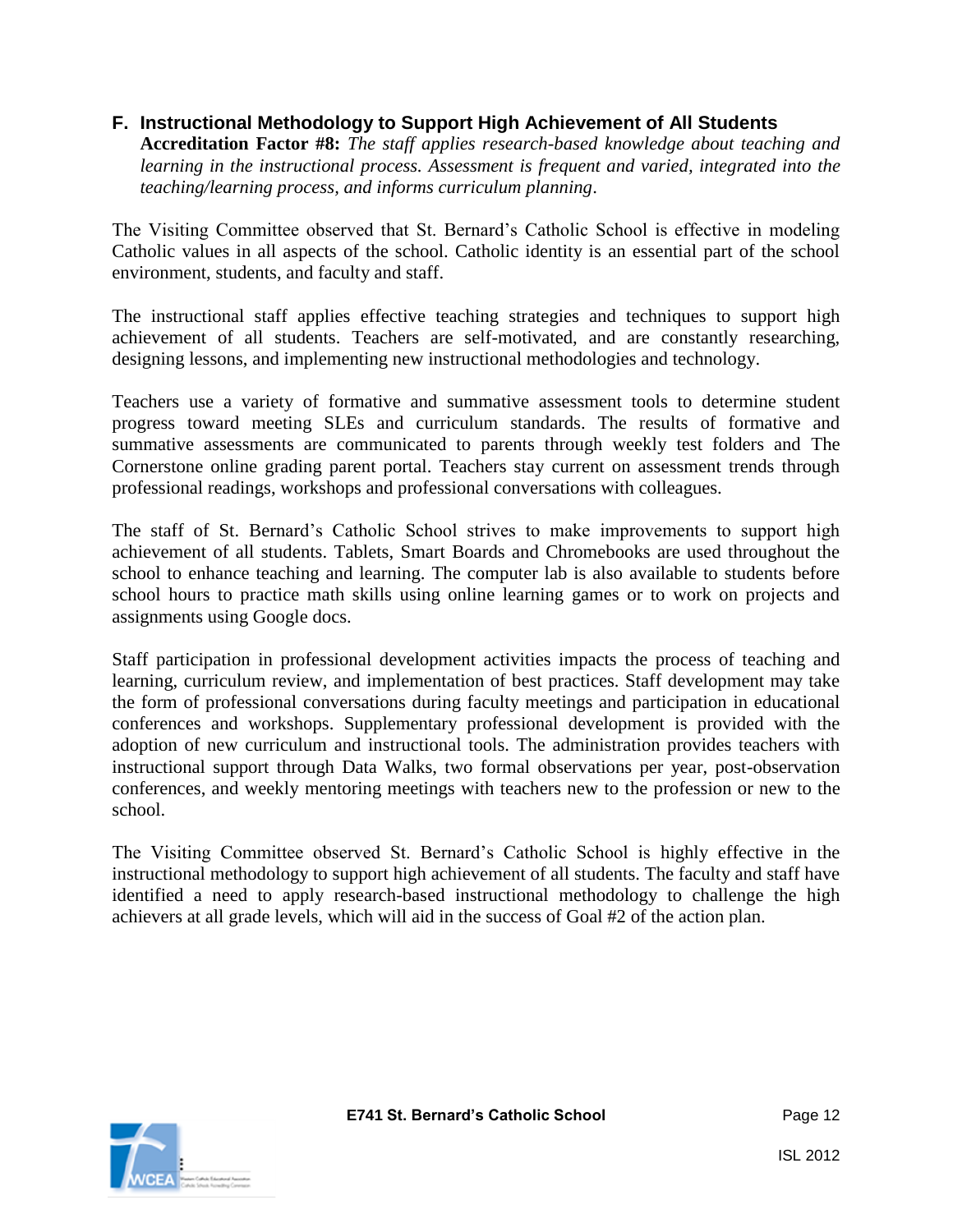## F. Instructional Methodology to Support High Achievement of All Students

**Accreditation Factor #8:** *The staff applies research-based knowledge about teaching and learning in the instructional process. Assessment is frequent and varied, integrated into the teaching/learning process, and informs curriculum planning*.

The Visiting Committee observed that St. Bernard's Catholic School is effective in modeling Catholic values in all aspects of the school. Catholic identity is an essential part of the school environment, students, and faculty and staff.

The instructional staff applies effective teaching strategies and techniques to support high achievement of all students. Teachers are self-motivated, and are constantly researching, designing lessons, and implementing new instructional methodologies and technology.

Teachers use a variety of formative and summative assessment tools to determine student progress toward meeting SLEs and curriculum standards. The results of formative and summative assessments are communicated to parents through weekly test folders and The Cornerstone online grading parent portal. Teachers stay current on assessment trends through professional readings, workshops and professional conversations with colleagues.

The staff of St. Bernard's Catholic School strives to make improvements to support high achievement of all students. Tablets, Smart Boards and Chromebooks are used throughout the school to enhance teaching and learning. The computer lab is also available to students before school hours to practice math skills using online learning games or to work on projects and assignments using Google docs.

Staff participation in professional development activities impacts the process of teaching and learning, curriculum review, and implementation of best practices. Staff development may take the form of professional conversations during faculty meetings and participation in educational conferences and workshops. Supplementary professional development is provided with the adoption of new curriculum and instructional tools. The administration provides teachers with instructional support through Data Walks, two formal observations per year, post-observation conferences, and weekly mentoring meetings with teachers new to the profession or new to the school.

The Visiting Committee observed St. Bernard's Catholic School is highly effective in the instructional methodology to support high achievement of all students. The faculty and staff have identified a need to apply research-based instructional methodology to challenge the high achievers at all grade levels, which will aid in the success of Goal #2 of the action plan.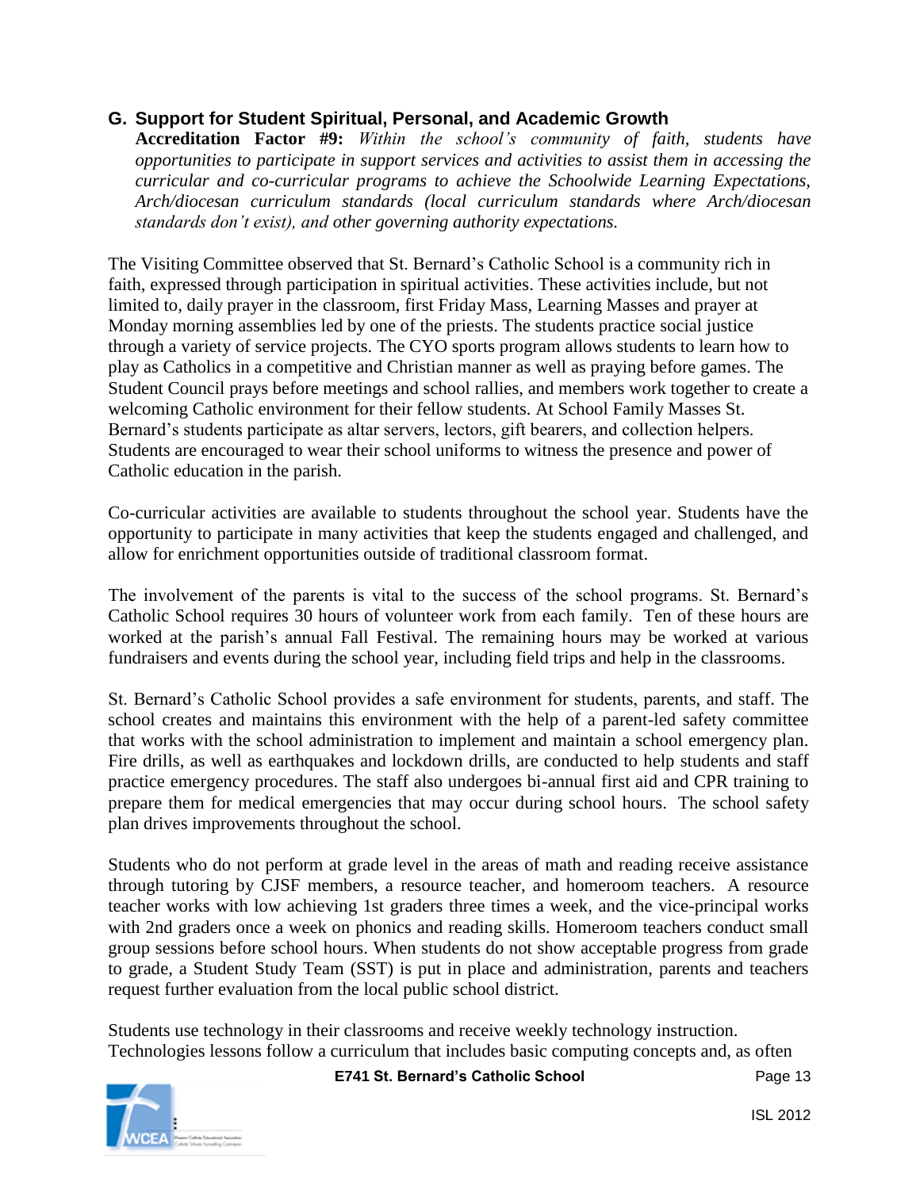## G. Support for Student Spiritual, Personal, and Academic Growth

**Accreditation Factor #9:** *Within the school's community of faith, students have opportunities to participate in support services and activities to assist them in accessing the curricular and co-curricular programs to achieve the Schoolwide Learning Expectations, Arch/diocesan curriculum standards (local curriculum standards where Arch/diocesan standards don't exist), and other governing authority expectations.*

The Visiting Committee observed that St. Bernard's Catholic School is a community rich in faith, expressed through participation in spiritual activities. These activities include, but not limited to, daily prayer in the classroom, first Friday Mass, Learning Masses and prayer at Monday morning assemblies led by one of the priests. The students practice social justice through a variety of service projects. The CYO sports program allows students to learn how to play as Catholics in a competitive and Christian manner as well as praying before games. The Student Council prays before meetings and school rallies, and members work together to create a welcoming Catholic environment for their fellow students. At School Family Masses St. Bernard's students participate as altar servers, lectors, gift bearers, and collection helpers. Students are encouraged to wear their school uniforms to witness the presence and power of Catholic education in the parish.

Co-curricular activities are available to students throughout the school year. Students have the opportunity to participate in many activities that keep the students engaged and challenged, and allow for enrichment opportunities outside of traditional classroom format.

The involvement of the parents is vital to the success of the school programs. St. Bernard's Catholic School requires 30 hours of volunteer work from each family. Ten of these hours are worked at the parish's annual Fall Festival. The remaining hours may be worked at various fundraisers and events during the school year, including field trips and help in the classrooms.

St. Bernard's Catholic School provides a safe environment for students, parents, and staff. The school creates and maintains this environment with the help of a parent-led safety committee that works with the school administration to implement and maintain a school emergency plan. Fire drills, as well as earthquakes and lockdown drills, are conducted to help students and staff practice emergency procedures. The staff also undergoes bi-annual first aid and CPR training to prepare them for medical emergencies that may occur during school hours. The school safety plan drives improvements throughout the school.

Students who do not perform at grade level in the areas of math and reading receive assistance through tutoring by CJSF members, a resource teacher, and homeroom teachers. A resource teacher works with low achieving 1st graders three times a week, and the vice-principal works with 2nd graders once a week on phonics and reading skills. Homeroom teachers conduct small group sessions before school hours. When students do not show acceptable progress from grade to grade, a Student Study Team (SST) is put in place and administration, parents and teachers request further evaluation from the local public school district.

Students use technology in their classrooms and receive weekly technology instruction. Technologies lessons follow a curriculum that includes basic computing concepts and, as often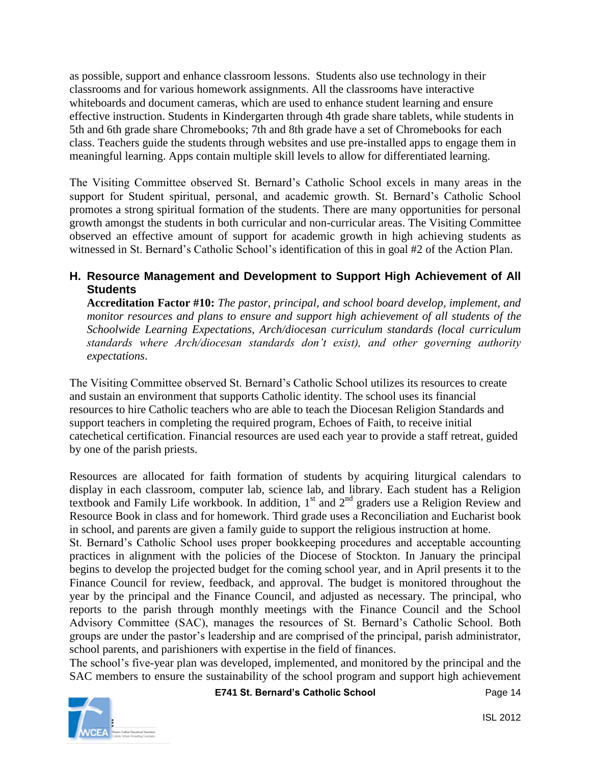as possible, support and enhance classroom lessons. Students also use technology in their classrooms and for various homework assignments. All the classrooms have interactive whiteboards and document cameras, which are used to enhance student learning and ensure effective instruction. Students in Kindergarten through 4th grade share tablets, while students in 5th and 6th grade share Chromebooks; 7th and 8th grade have a set of Chromebooks for each class. Teachers guide the students through websites and use pre-installed apps to engage them in meaningful learning. Apps contain multiple skill levels to allow for differentiated learning.

The Visiting Committee observed St. Bernard's Catholic School excels in many areas in the support for Student spiritual, personal, and academic growth. St. Bernard's Catholic School promotes a strong spiritual formation of the students. There are many opportunities for personal growth amongst the students in both curricular and non-curricular areas. The Visiting Committee observed an effective amount of support for academic growth in high achieving students as witnessed in St. Bernard's Catholic School's identification of this in goal #2 of the Action Plan.

### H. Resource Management and Development to Support High Achievement of All Students

**Accreditation Factor #10:** *The pastor, principal, and school board develop, implement, and monitor resources and plans to ensure and support high achievement of all students of the Schoolwide Learning Expectations, Arch/diocesan curriculum standards (local curriculum standards where Arch/diocesan standards don't exist), and other governing authority expectations*.

The Visiting Committee observed St. Bernard's Catholic School utilizes its resources to create and sustain an environment that supports Catholic identity. The school uses its financial resources to hire Catholic teachers who are able to teach the Diocesan Religion Standards and support teachers in completing the required program, Echoes of Faith, to receive initial catechetical certification. Financial resources are used each year to provide a staff retreat, guided by one of the parish priests.

Resources are allocated for faith formation of students by acquiring liturgical calendars to display in each classroom, computer lab, science lab, and library. Each student has a Religion textbook and Family Life workbook. In addition, 1st and 2nd graders use a Religion Review and Resource Book in class and for homework. Third grade uses a Reconciliation and Eucharist book in school, and parents are given a family guide to support the religious instruction at home.

St. Bernard's Catholic School uses proper bookkeeping procedures and acceptable accounting practices in alignment with the policies of the Diocese of Stockton. In January the principal begins to develop the projected budget for the coming school year, and in April presents it to the Finance Council for review, feedback, and approval. The budget is monitored throughout the year by the principal and the Finance Council, and adjusted as necessary. The principal, who reports to the parish through monthly meetings with the Finance Council and the School Advisory Committee (SAC), manages the resources of St. Bernard's Catholic School. Both groups are under the pastor's leadership and are comprised of the principal, parish administrator, school parents, and parishioners with expertise in the field of finances.

The school's five-year plan was developed, implemented, and monitored by the principal and the SAC members to ensure the sustainability of the school program and support high achievement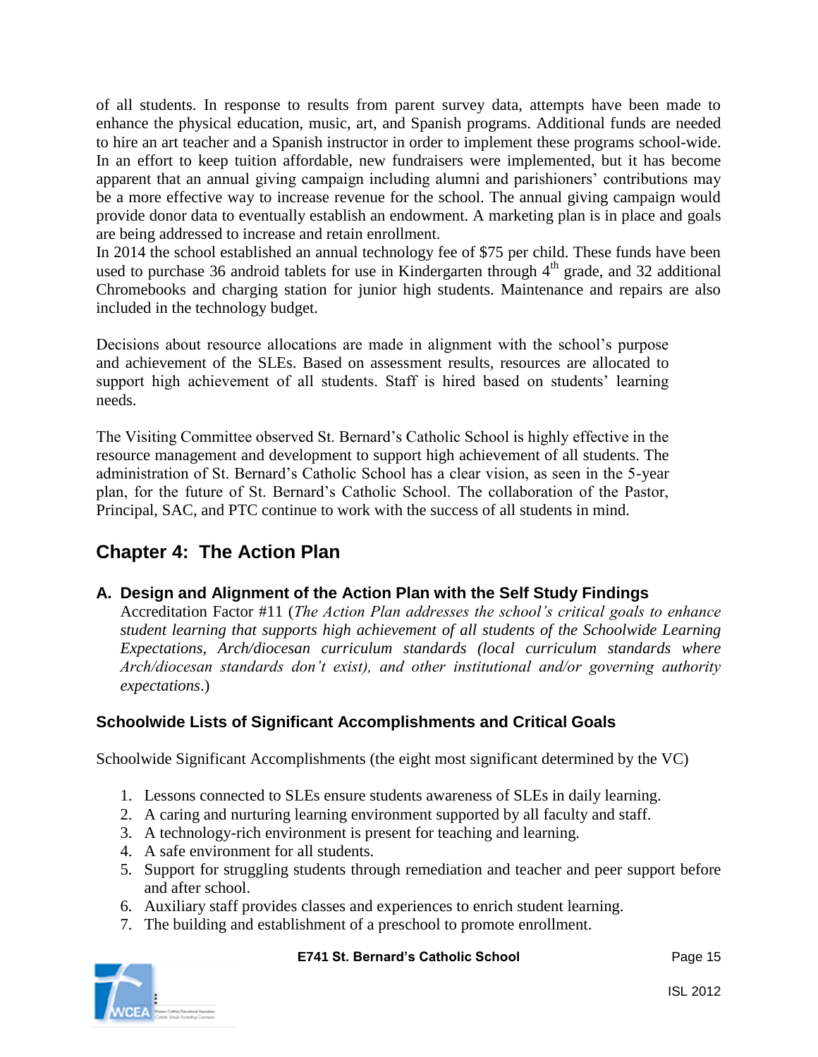of all students. In response to results from parent survey data, attempts have been made to enhance the physical education, music, art, and Spanish programs. Additional funds are needed to hire an art teacher and a Spanish instructor in order to implement these programs school-wide. In an effort to keep tuition affordable, new fundraisers were implemented, but it has become apparent that an annual giving campaign including alumni and parishioners' contributions may be a more effective way to increase revenue for the school. The annual giving campaign would provide donor data to eventually establish an endowment. A marketing plan is in place and goals are being addressed to increase and retain enrollment.
In 2014 the school established an annual technology fee of $75 per child. These funds have been used to purchase 36 android tablets for use in Kindergarten through 4th grade, and 32 additional Chromebooks and charging station for junior high students. Maintenance and repairs are also included in the technology budget.

Decisions about resource allocations are made in alignment with the school's purpose and achievement of the SLEs. Based on assessment results, resources are allocated to support high achievement of all students. Staff is hired based on students' learning needs.

The Visiting Committee observed St. Bernard's Catholic School is highly effective in the resource management and development to support high achievement of all students. The administration of St. Bernard's Catholic School has a clear vision, as seen in the 5-year plan, for the future of St. Bernard's Catholic School. The collaboration of the Pastor, Principal, SAC, and PTC continue to work with the success of all students in mind.

## Chapter 4: The Action Plan

### A. Design and Alignment of the Action Plan with the Self Study Findings

Accreditation Factor #11 (*The Action Plan addresses the school's critical goals to enhance student learning that supports high achievement of all students of the Schoolwide Learning Expectations, Arch/diocesan curriculum standards (local curriculum standards where Arch/diocesan standards don't exist), and other institutional and/or governing authority expectations*.)

### Schoolwide Lists of Significant Accomplishments and Critical Goals

Schoolwide Significant Accomplishments (the eight most significant determined by the VC)

1. Lessons connected to SLEs ensure students awareness of SLEs in daily learning.
2. A caring and nurturing learning environment supported by all faculty and staff.
3. A technology-rich environment is present for teaching and learning.
4. A safe environment for all students.
5. Support for struggling students through remediation and teacher and peer support before and after school.
6. Auxiliary staff provides classes and experiences to enrich student learning.
7. The building and establishment of a preschool to promote enrollment.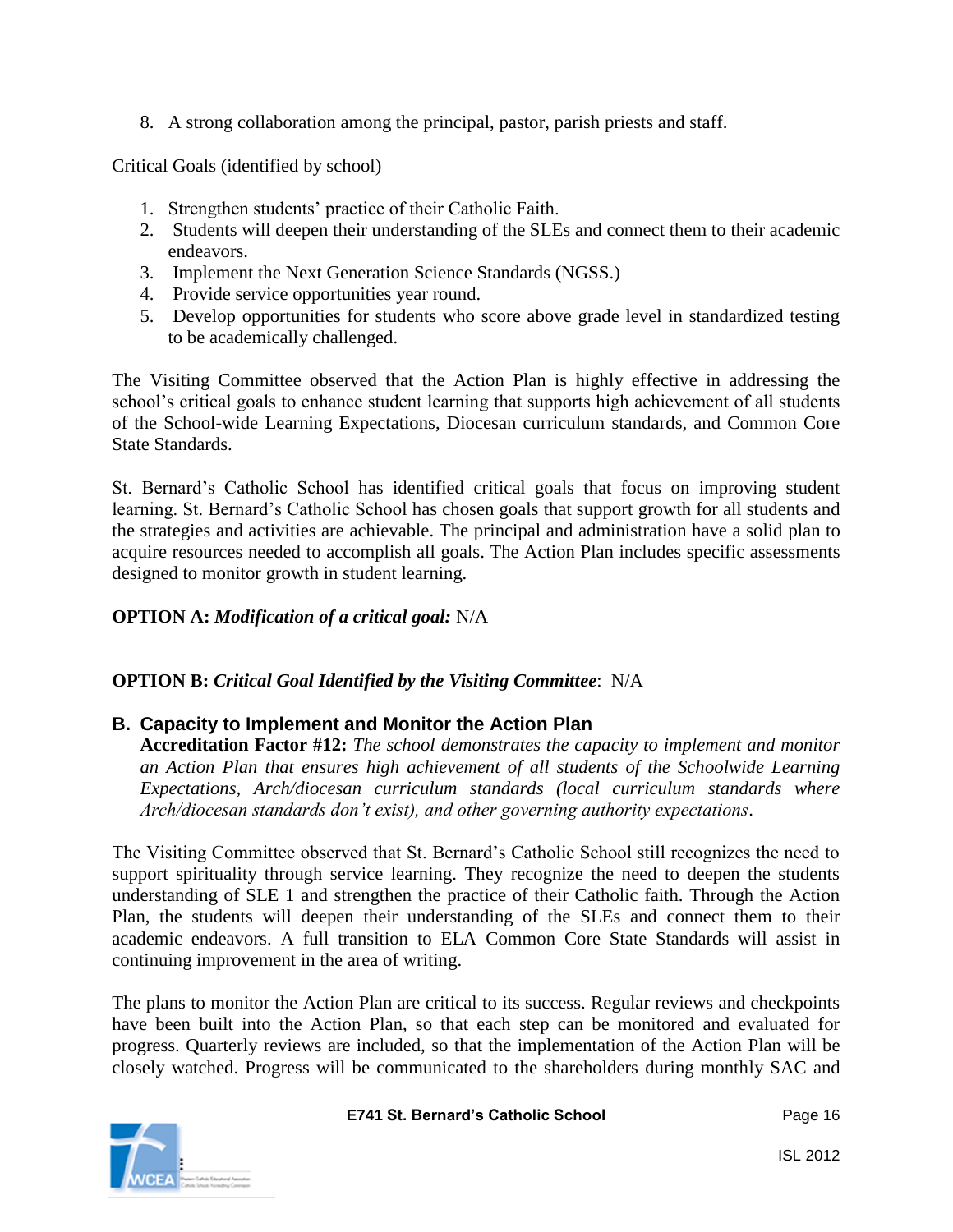8. A strong collaboration among the principal, pastor, parish priests and staff.

Critical Goals (identified by school)

1. Strengthen students' practice of their Catholic Faith.
2. Students will deepen their understanding of the SLEs and connect them to their academic endeavors.
3. Implement the Next Generation Science Standards (NGSS.)
4. Provide service opportunities year round.
5. Develop opportunities for students who score above grade level in standardized testing to be academically challenged.

The Visiting Committee observed that the Action Plan is highly effective in addressing the school's critical goals to enhance student learning that supports high achievement of all students of the School-wide Learning Expectations, Diocesan curriculum standards, and Common Core State Standards.

St. Bernard's Catholic School has identified critical goals that focus on improving student learning. St. Bernard's Catholic School has chosen goals that support growth for all students and the strategies and activities are achievable. The principal and administration have a solid plan to acquire resources needed to accomplish all goals. The Action Plan includes specific assessments designed to monitor growth in student learning.

**OPTION A:** ***Modification of a critical goal:*** N/A

**OPTION B:** ***Critical Goal Identified by the Visiting Committee***: N/A

## B. Capacity to Implement and Monitor the Action Plan

**Accreditation Factor #12:** *The school demonstrates the capacity to implement and monitor an Action Plan that ensures high achievement of all students of the Schoolwide Learning Expectations, Arch/diocesan curriculum standards (local curriculum standards where Arch/diocesan standards don't exist), and other governing authority expectations*.

The Visiting Committee observed that St. Bernard's Catholic School still recognizes the need to support spirituality through service learning. They recognize the need to deepen the students understanding of SLE 1 and strengthen the practice of their Catholic faith. Through the Action Plan, the students will deepen their understanding of the SLEs and connect them to their academic endeavors. A full transition to ELA Common Core State Standards will assist in continuing improvement in the area of writing.

The plans to monitor the Action Plan are critical to its success. Regular reviews and checkpoints have been built into the Action Plan, so that each step can be monitored and evaluated for progress. Quarterly reviews are included, so that the implementation of the Action Plan will be closely watched. Progress will be communicated to the shareholders during monthly SAC and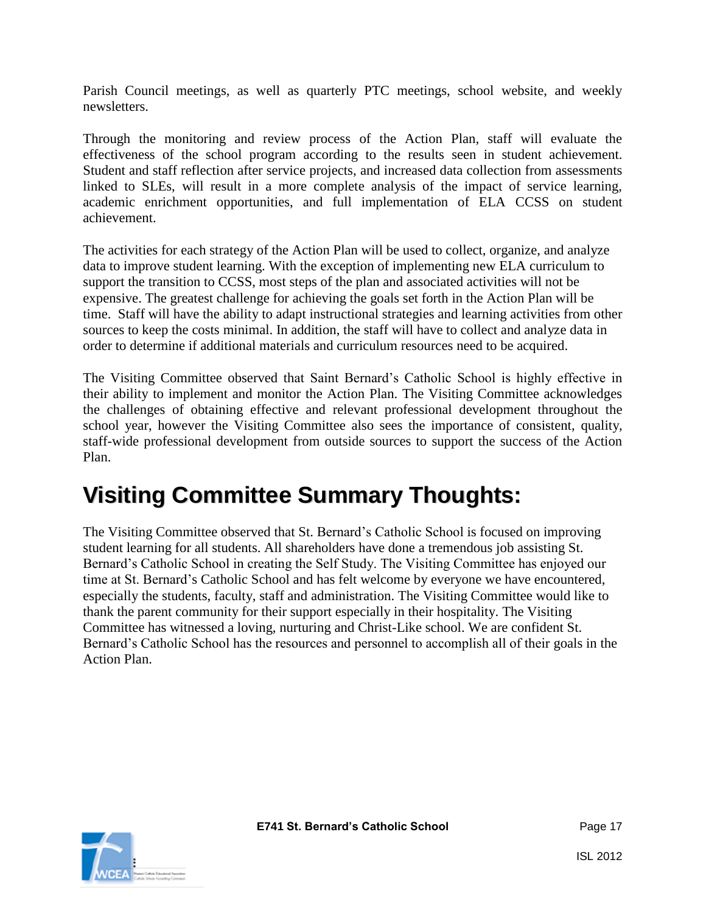Parish Council meetings, as well as quarterly PTC meetings, school website, and weekly newsletters.

Through the monitoring and review process of the Action Plan, staff will evaluate the effectiveness of the school program according to the results seen in student achievement. Student and staff reflection after service projects, and increased data collection from assessments linked to SLEs, will result in a more complete analysis of the impact of service learning, academic enrichment opportunities, and full implementation of ELA CCSS on student achievement.

The activities for each strategy of the Action Plan will be used to collect, organize, and analyze data to improve student learning. With the exception of implementing new ELA curriculum to support the transition to CCSS, most steps of the plan and associated activities will not be expensive. The greatest challenge for achieving the goals set forth in the Action Plan will be time. Staff will have the ability to adapt instructional strategies and learning activities from other sources to keep the costs minimal. In addition, the staff will have to collect and analyze data in order to determine if additional materials and curriculum resources need to be acquired.

The Visiting Committee observed that Saint Bernard's Catholic School is highly effective in their ability to implement and monitor the Action Plan. The Visiting Committee acknowledges the challenges of obtaining effective and relevant professional development throughout the school year, however the Visiting Committee also sees the importance of consistent, quality, staff-wide professional development from outside sources to support the success of the Action Plan.

# Visiting Committee Summary Thoughts:

The Visiting Committee observed that St. Bernard's Catholic School is focused on improving student learning for all students. All shareholders have done a tremendous job assisting St. Bernard's Catholic School in creating the Self Study. The Visiting Committee has enjoyed our time at St. Bernard's Catholic School and has felt welcome by everyone we have encountered, especially the students, faculty, staff and administration. The Visiting Committee would like to thank the parent community for their support especially in their hospitality. The Visiting Committee has witnessed a loving, nurturing and Christ-Like school. We are confident St. Bernard's Catholic School has the resources and personnel to accomplish all of their goals in the Action Plan.